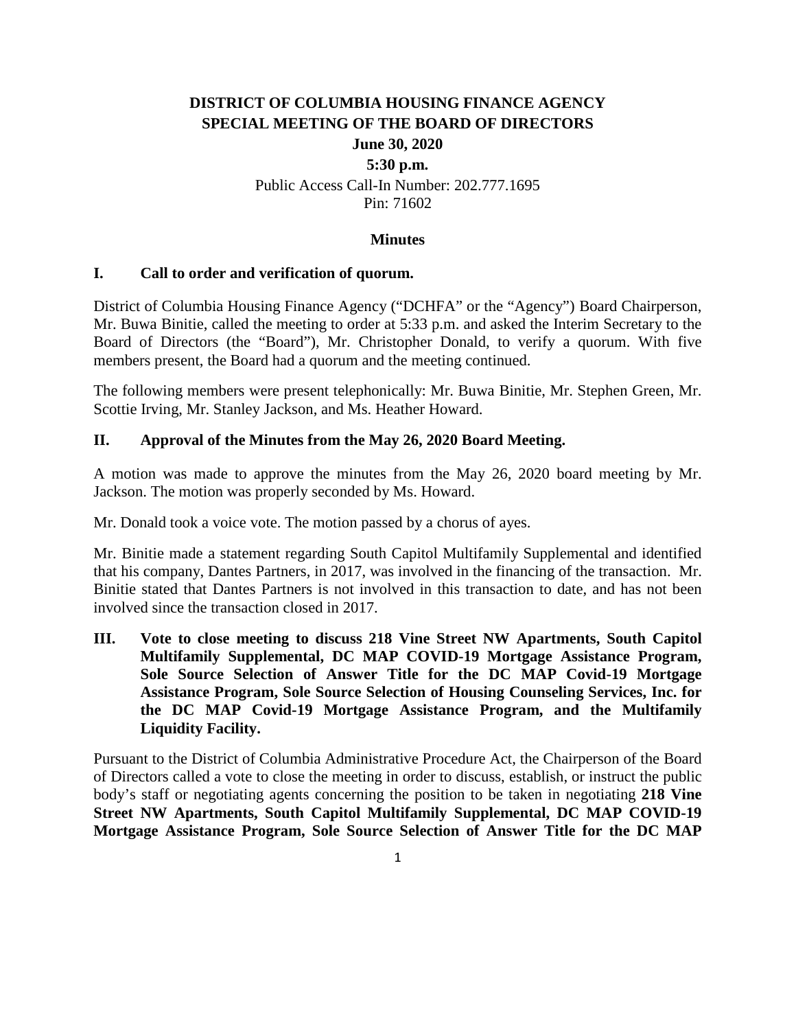# DISTRICT OF COLUMBIA HOUSING FINANCE AGENCY
# SPECIAL MEETING OF THE BOARD OF DIRECTORS

**June 30, 2020**

**5:30 p.m.**

Public Access Call-In Number: 202.777.1695
Pin: 71602

**Minutes**

## I. Call to order and verification of quorum.

District of Columbia Housing Finance Agency ("DCHFA" or the "Agency") Board Chairperson, Mr. Buwa Binitie, called the meeting to order at 5:33 p.m. and asked the Interim Secretary to the Board of Directors (the "Board"), Mr. Christopher Donald, to verify a quorum. With five members present, the Board had a quorum and the meeting continued.

The following members were present telephonically: Mr. Buwa Binitie, Mr. Stephen Green, Mr. Scottie Irving, Mr. Stanley Jackson, and Ms. Heather Howard.

## II. Approval of the Minutes from the May 26, 2020 Board Meeting.

A motion was made to approve the minutes from the May 26, 2020 board meeting by Mr. Jackson. The motion was properly seconded by Ms. Howard.

Mr. Donald took a voice vote. The motion passed by a chorus of ayes.

Mr. Binitie made a statement regarding South Capitol Multifamily Supplemental and identified that his company, Dantes Partners, in 2017, was involved in the financing of the transaction. Mr. Binitie stated that Dantes Partners is not involved in this transaction to date, and has not been involved since the transaction closed in 2017.

## III. Vote to close meeting to discuss 218 Vine Street NW Apartments, South Capitol Multifamily Supplemental, DC MAP COVID-19 Mortgage Assistance Program, Sole Source Selection of Answer Title for the DC MAP Covid-19 Mortgage Assistance Program, Sole Source Selection of Housing Counseling Services, Inc. for the DC MAP Covid-19 Mortgage Assistance Program, and the Multifamily Liquidity Facility.

Pursuant to the District of Columbia Administrative Procedure Act, the Chairperson of the Board of Directors called a vote to close the meeting in order to discuss, establish, or instruct the public body's staff or negotiating agents concerning the position to be taken in negotiating **218 Vine Street NW Apartments, South Capitol Multifamily Supplemental, DC MAP COVID-19 Mortgage Assistance Program, Sole Source Selection of Answer Title for the DC MAP**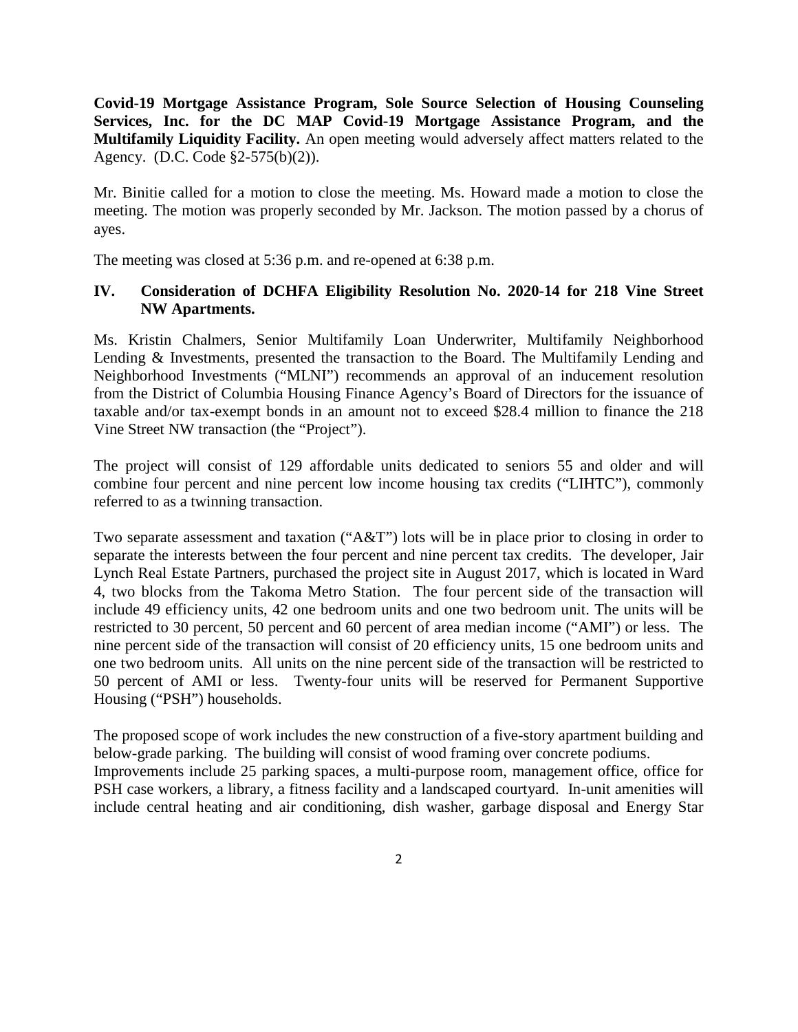**Covid-19 Mortgage Assistance Program, Sole Source Selection of Housing Counseling Services, Inc. for the DC MAP Covid-19 Mortgage Assistance Program, and the Multifamily Liquidity Facility.** An open meeting would adversely affect matters related to the Agency. (D.C. Code §2-575(b)(2)).

Mr. Binitie called for a motion to close the meeting. Ms. Howard made a motion to close the meeting. The motion was properly seconded by Mr. Jackson. The motion passed by a chorus of ayes.

The meeting was closed at 5:36 p.m. and re-opened at 6:38 p.m.

## IV. Consideration of DCHFA Eligibility Resolution No. 2020-14 for 218 Vine Street NW Apartments.

Ms. Kristin Chalmers, Senior Multifamily Loan Underwriter, Multifamily Neighborhood Lending & Investments, presented the transaction to the Board. The Multifamily Lending and Neighborhood Investments ("MLNI") recommends an approval of an inducement resolution from the District of Columbia Housing Finance Agency's Board of Directors for the issuance of taxable and/or tax-exempt bonds in an amount not to exceed $28.4 million to finance the 218 Vine Street NW transaction (the "Project").

The project will consist of 129 affordable units dedicated to seniors 55 and older and will combine four percent and nine percent low income housing tax credits ("LIHTC"), commonly referred to as a twinning transaction.

Two separate assessment and taxation ("A&T") lots will be in place prior to closing in order to separate the interests between the four percent and nine percent tax credits. The developer, Jair Lynch Real Estate Partners, purchased the project site in August 2017, which is located in Ward 4, two blocks from the Takoma Metro Station. The four percent side of the transaction will include 49 efficiency units, 42 one bedroom units and one two bedroom unit. The units will be restricted to 30 percent, 50 percent and 60 percent of area median income ("AMI") or less. The nine percent side of the transaction will consist of 20 efficiency units, 15 one bedroom units and one two bedroom units. All units on the nine percent side of the transaction will be restricted to 50 percent of AMI or less. Twenty-four units will be reserved for Permanent Supportive Housing ("PSH") households.

The proposed scope of work includes the new construction of a five-story apartment building and below-grade parking. The building will consist of wood framing over concrete podiums.
Improvements include 25 parking spaces, a multi-purpose room, management office, office for PSH case workers, a library, a fitness facility and a landscaped courtyard. In-unit amenities will include central heating and air conditioning, dish washer, garbage disposal and Energy Star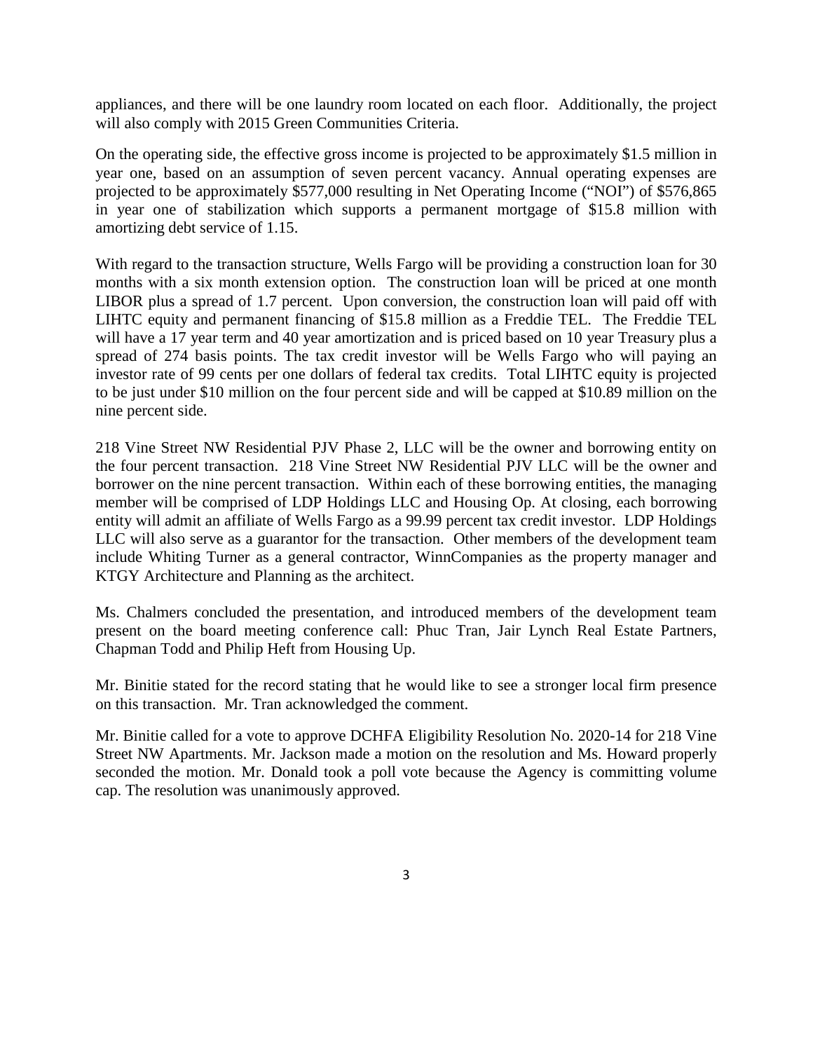appliances, and there will be one laundry room located on each floor. Additionally, the project will also comply with 2015 Green Communities Criteria.

On the operating side, the effective gross income is projected to be approximately $1.5 million in year one, based on an assumption of seven percent vacancy. Annual operating expenses are projected to be approximately $577,000 resulting in Net Operating Income ("NOI") of $576,865 in year one of stabilization which supports a permanent mortgage of $15.8 million with amortizing debt service of 1.15.

With regard to the transaction structure, Wells Fargo will be providing a construction loan for 30 months with a six month extension option. The construction loan will be priced at one month LIBOR plus a spread of 1.7 percent. Upon conversion, the construction loan will paid off with LIHTC equity and permanent financing of $15.8 million as a Freddie TEL. The Freddie TEL will have a 17 year term and 40 year amortization and is priced based on 10 year Treasury plus a spread of 274 basis points. The tax credit investor will be Wells Fargo who will paying an investor rate of 99 cents per one dollars of federal tax credits. Total LIHTC equity is projected to be just under $10 million on the four percent side and will be capped at $10.89 million on the nine percent side.

218 Vine Street NW Residential PJV Phase 2, LLC will be the owner and borrowing entity on the four percent transaction. 218 Vine Street NW Residential PJV LLC will be the owner and borrower on the nine percent transaction. Within each of these borrowing entities, the managing member will be comprised of LDP Holdings LLC and Housing Op. At closing, each borrowing entity will admit an affiliate of Wells Fargo as a 99.99 percent tax credit investor. LDP Holdings LLC will also serve as a guarantor for the transaction. Other members of the development team include Whiting Turner as a general contractor, WinnCompanies as the property manager and KTGY Architecture and Planning as the architect.

Ms. Chalmers concluded the presentation, and introduced members of the development team present on the board meeting conference call: Phuc Tran, Jair Lynch Real Estate Partners, Chapman Todd and Philip Heft from Housing Up.

Mr. Binitie stated for the record stating that he would like to see a stronger local firm presence on this transaction. Mr. Tran acknowledged the comment.

Mr. Binitie called for a vote to approve DCHFA Eligibility Resolution No. 2020-14 for 218 Vine Street NW Apartments. Mr. Jackson made a motion on the resolution and Ms. Howard properly seconded the motion. Mr. Donald took a poll vote because the Agency is committing volume cap. The resolution was unanimously approved.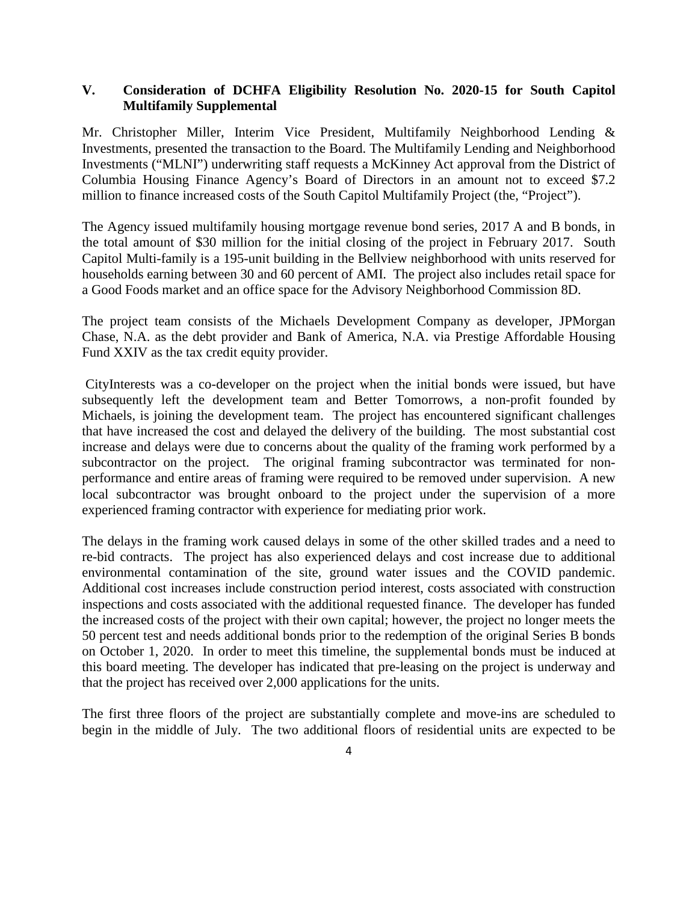## V. Consideration of DCHFA Eligibility Resolution No. 2020-15 for South Capitol Multifamily Supplemental

Mr. Christopher Miller, Interim Vice President, Multifamily Neighborhood Lending & Investments, presented the transaction to the Board. The Multifamily Lending and Neighborhood Investments ("MLNI") underwriting staff requests a McKinney Act approval from the District of Columbia Housing Finance Agency's Board of Directors in an amount not to exceed $7.2 million to finance increased costs of the South Capitol Multifamily Project (the, "Project").

The Agency issued multifamily housing mortgage revenue bond series, 2017 A and B bonds, in the total amount of $30 million for the initial closing of the project in February 2017. South Capitol Multi-family is a 195-unit building in the Bellview neighborhood with units reserved for households earning between 30 and 60 percent of AMI. The project also includes retail space for a Good Foods market and an office space for the Advisory Neighborhood Commission 8D.

The project team consists of the Michaels Development Company as developer, JPMorgan Chase, N.A. as the debt provider and Bank of America, N.A. via Prestige Affordable Housing Fund XXIV as the tax credit equity provider.

CityInterests was a co-developer on the project when the initial bonds were issued, but have subsequently left the development team and Better Tomorrows, a non-profit founded by Michaels, is joining the development team. The project has encountered significant challenges that have increased the cost and delayed the delivery of the building. The most substantial cost increase and delays were due to concerns about the quality of the framing work performed by a subcontractor on the project. The original framing subcontractor was terminated for non-performance and entire areas of framing were required to be removed under supervision. A new local subcontractor was brought onboard to the project under the supervision of a more experienced framing contractor with experience for mediating prior work.

The delays in the framing work caused delays in some of the other skilled trades and a need to re-bid contracts. The project has also experienced delays and cost increase due to additional environmental contamination of the site, ground water issues and the COVID pandemic. Additional cost increases include construction period interest, costs associated with construction inspections and costs associated with the additional requested finance. The developer has funded the increased costs of the project with their own capital; however, the project no longer meets the 50 percent test and needs additional bonds prior to the redemption of the original Series B bonds on October 1, 2020. In order to meet this timeline, the supplemental bonds must be induced at this board meeting. The developer has indicated that pre-leasing on the project is underway and that the project has received over 2,000 applications for the units.

The first three floors of the project are substantially complete and move-ins are scheduled to begin in the middle of July. The two additional floors of residential units are expected to be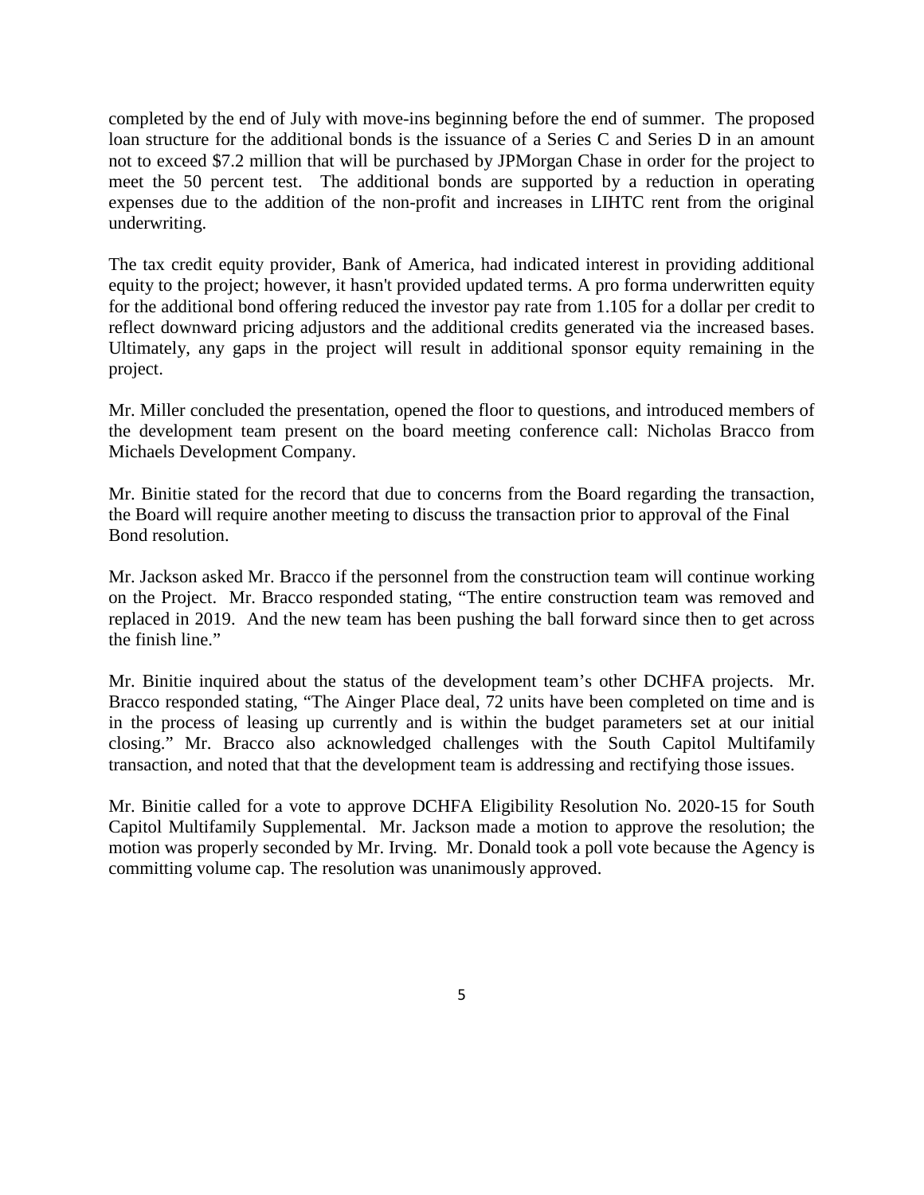completed by the end of July with move-ins beginning before the end of summer. The proposed loan structure for the additional bonds is the issuance of a Series C and Series D in an amount not to exceed $7.2 million that will be purchased by JPMorgan Chase in order for the project to meet the 50 percent test. The additional bonds are supported by a reduction in operating expenses due to the addition of the non-profit and increases in LIHTC rent from the original underwriting.

The tax credit equity provider, Bank of America, had indicated interest in providing additional equity to the project; however, it hasn't provided updated terms. A pro forma underwritten equity for the additional bond offering reduced the investor pay rate from 1.105 for a dollar per credit to reflect downward pricing adjustors and the additional credits generated via the increased bases. Ultimately, any gaps in the project will result in additional sponsor equity remaining in the project.

Mr. Miller concluded the presentation, opened the floor to questions, and introduced members of the development team present on the board meeting conference call: Nicholas Bracco from Michaels Development Company.

Mr. Binitie stated for the record that due to concerns from the Board regarding the transaction, the Board will require another meeting to discuss the transaction prior to approval of the Final Bond resolution.

Mr. Jackson asked Mr. Bracco if the personnel from the construction team will continue working on the Project. Mr. Bracco responded stating, "The entire construction team was removed and replaced in 2019. And the new team has been pushing the ball forward since then to get across the finish line."

Mr. Binitie inquired about the status of the development team's other DCHFA projects. Mr. Bracco responded stating, "The Ainger Place deal, 72 units have been completed on time and is in the process of leasing up currently and is within the budget parameters set at our initial closing." Mr. Bracco also acknowledged challenges with the South Capitol Multifamily transaction, and noted that that the development team is addressing and rectifying those issues.

Mr. Binitie called for a vote to approve DCHFA Eligibility Resolution No. 2020-15 for South Capitol Multifamily Supplemental. Mr. Jackson made a motion to approve the resolution; the motion was properly seconded by Mr. Irving. Mr. Donald took a poll vote because the Agency is committing volume cap. The resolution was unanimously approved.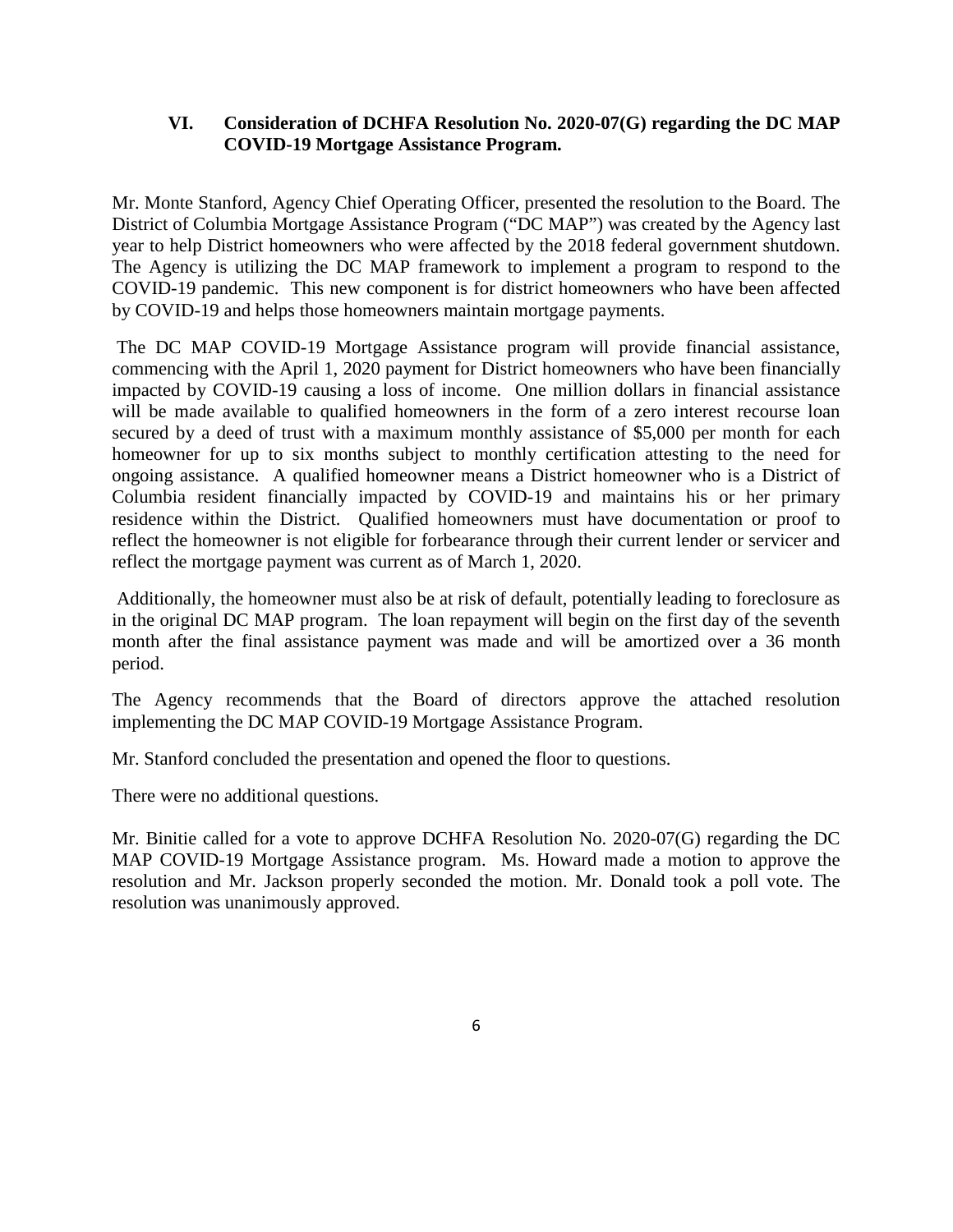## VI. Consideration of DCHFA Resolution No. 2020-07(G) regarding the DC MAP COVID-19 Mortgage Assistance Program.

Mr. Monte Stanford, Agency Chief Operating Officer, presented the resolution to the Board. The District of Columbia Mortgage Assistance Program ("DC MAP") was created by the Agency last year to help District homeowners who were affected by the 2018 federal government shutdown. The Agency is utilizing the DC MAP framework to implement a program to respond to the COVID-19 pandemic. This new component is for district homeowners who have been affected by COVID-19 and helps those homeowners maintain mortgage payments.

The DC MAP COVID-19 Mortgage Assistance program will provide financial assistance, commencing with the April 1, 2020 payment for District homeowners who have been financially impacted by COVID-19 causing a loss of income. One million dollars in financial assistance will be made available to qualified homeowners in the form of a zero interest recourse loan secured by a deed of trust with a maximum monthly assistance of $5,000 per month for each homeowner for up to six months subject to monthly certification attesting to the need for ongoing assistance. A qualified homeowner means a District homeowner who is a District of Columbia resident financially impacted by COVID-19 and maintains his or her primary residence within the District. Qualified homeowners must have documentation or proof to reflect the homeowner is not eligible for forbearance through their current lender or servicer and reflect the mortgage payment was current as of March 1, 2020.

Additionally, the homeowner must also be at risk of default, potentially leading to foreclosure as in the original DC MAP program. The loan repayment will begin on the first day of the seventh month after the final assistance payment was made and will be amortized over a 36 month period.

The Agency recommends that the Board of directors approve the attached resolution implementing the DC MAP COVID-19 Mortgage Assistance Program.

Mr. Stanford concluded the presentation and opened the floor to questions.

There were no additional questions.

Mr. Binitie called for a vote to approve DCHFA Resolution No. 2020-07(G) regarding the DC MAP COVID-19 Mortgage Assistance program. Ms. Howard made a motion to approve the resolution and Mr. Jackson properly seconded the motion. Mr. Donald took a poll vote. The resolution was unanimously approved.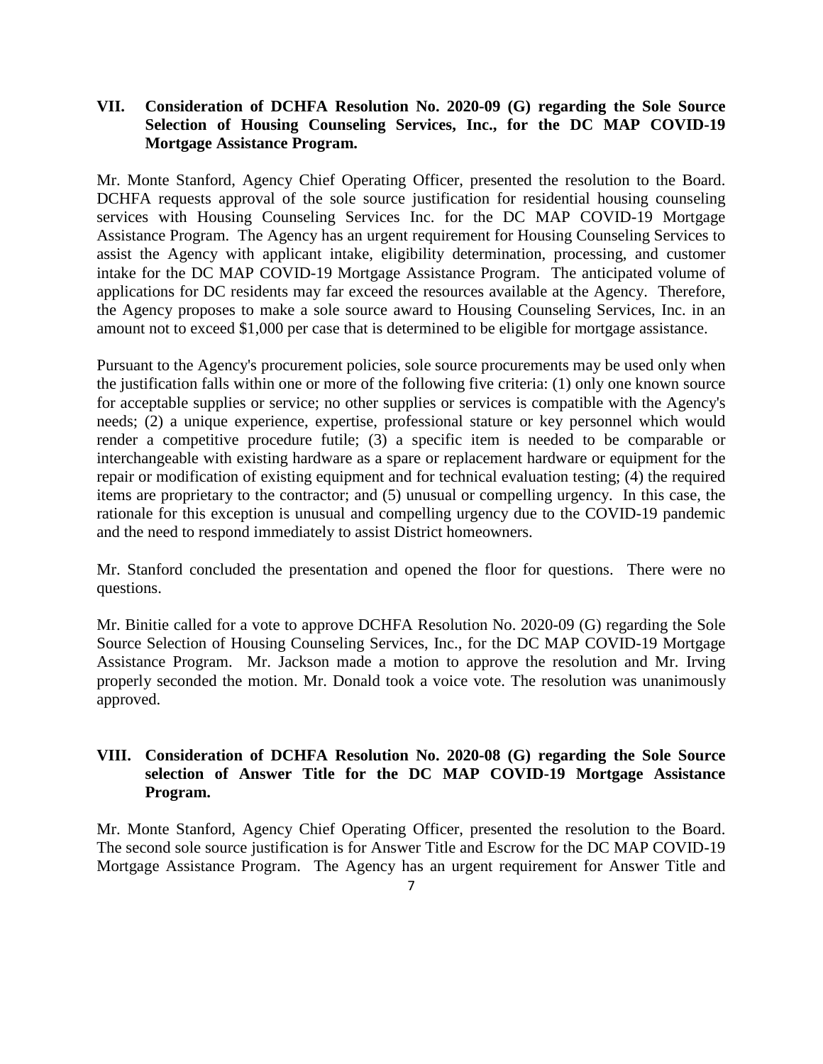## VII. Consideration of DCHFA Resolution No. 2020-09 (G) regarding the Sole Source Selection of Housing Counseling Services, Inc., for the DC MAP COVID-19 Mortgage Assistance Program.

Mr. Monte Stanford, Agency Chief Operating Officer, presented the resolution to the Board. DCHFA requests approval of the sole source justification for residential housing counseling services with Housing Counseling Services Inc. for the DC MAP COVID-19 Mortgage Assistance Program. The Agency has an urgent requirement for Housing Counseling Services to assist the Agency with applicant intake, eligibility determination, processing, and customer intake for the DC MAP COVID-19 Mortgage Assistance Program. The anticipated volume of applications for DC residents may far exceed the resources available at the Agency. Therefore, the Agency proposes to make a sole source award to Housing Counseling Services, Inc. in an amount not to exceed $1,000 per case that is determined to be eligible for mortgage assistance.

Pursuant to the Agency's procurement policies, sole source procurements may be used only when the justification falls within one or more of the following five criteria: (1) only one known source for acceptable supplies or service; no other supplies or services is compatible with the Agency's needs; (2) a unique experience, expertise, professional stature or key personnel which would render a competitive procedure futile; (3) a specific item is needed to be comparable or interchangeable with existing hardware as a spare or replacement hardware or equipment for the repair or modification of existing equipment and for technical evaluation testing; (4) the required items are proprietary to the contractor; and (5) unusual or compelling urgency. In this case, the rationale for this exception is unusual and compelling urgency due to the COVID-19 pandemic and the need to respond immediately to assist District homeowners.

Mr. Stanford concluded the presentation and opened the floor for questions. There were no questions.

Mr. Binitie called for a vote to approve DCHFA Resolution No. 2020-09 (G) regarding the Sole Source Selection of Housing Counseling Services, Inc., for the DC MAP COVID-19 Mortgage Assistance Program. Mr. Jackson made a motion to approve the resolution and Mr. Irving properly seconded the motion. Mr. Donald took a voice vote. The resolution was unanimously approved.

## VIII. Consideration of DCHFA Resolution No. 2020-08 (G) regarding the Sole Source selection of Answer Title for the DC MAP COVID-19 Mortgage Assistance Program.

Mr. Monte Stanford, Agency Chief Operating Officer, presented the resolution to the Board. The second sole source justification is for Answer Title and Escrow for the DC MAP COVID-19 Mortgage Assistance Program. The Agency has an urgent requirement for Answer Title and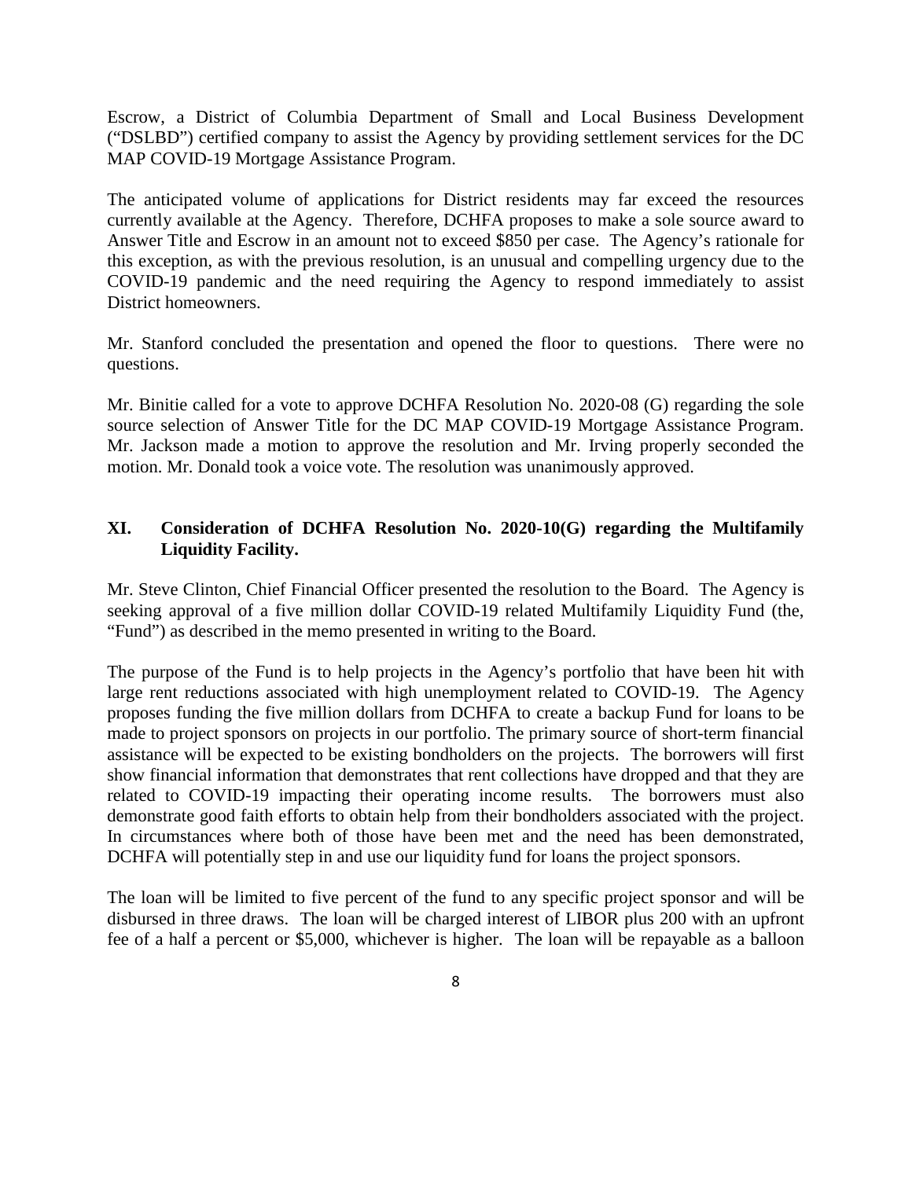Escrow, a District of Columbia Department of Small and Local Business Development ("DSLBD") certified company to assist the Agency by providing settlement services for the DC MAP COVID-19 Mortgage Assistance Program.

The anticipated volume of applications for District residents may far exceed the resources currently available at the Agency. Therefore, DCHFA proposes to make a sole source award to Answer Title and Escrow in an amount not to exceed $850 per case. The Agency's rationale for this exception, as with the previous resolution, is an unusual and compelling urgency due to the COVID-19 pandemic and the need requiring the Agency to respond immediately to assist District homeowners.

Mr. Stanford concluded the presentation and opened the floor to questions. There were no questions.

Mr. Binitie called for a vote to approve DCHFA Resolution No. 2020-08 (G) regarding the sole source selection of Answer Title for the DC MAP COVID-19 Mortgage Assistance Program. Mr. Jackson made a motion to approve the resolution and Mr. Irving properly seconded the motion. Mr. Donald took a voice vote. The resolution was unanimously approved.

## XI. Consideration of DCHFA Resolution No. 2020-10(G) regarding the Multifamily Liquidity Facility.

Mr. Steve Clinton, Chief Financial Officer presented the resolution to the Board. The Agency is seeking approval of a five million dollar COVID-19 related Multifamily Liquidity Fund (the, "Fund") as described in the memo presented in writing to the Board.

The purpose of the Fund is to help projects in the Agency's portfolio that have been hit with large rent reductions associated with high unemployment related to COVID-19. The Agency proposes funding the five million dollars from DCHFA to create a backup Fund for loans to be made to project sponsors on projects in our portfolio. The primary source of short-term financial assistance will be expected to be existing bondholders on the projects. The borrowers will first show financial information that demonstrates that rent collections have dropped and that they are related to COVID-19 impacting their operating income results. The borrowers must also demonstrate good faith efforts to obtain help from their bondholders associated with the project. In circumstances where both of those have been met and the need has been demonstrated, DCHFA will potentially step in and use our liquidity fund for loans the project sponsors.

The loan will be limited to five percent of the fund to any specific project sponsor and will be disbursed in three draws. The loan will be charged interest of LIBOR plus 200 with an upfront fee of a half a percent or $5,000, whichever is higher. The loan will be repayable as a balloon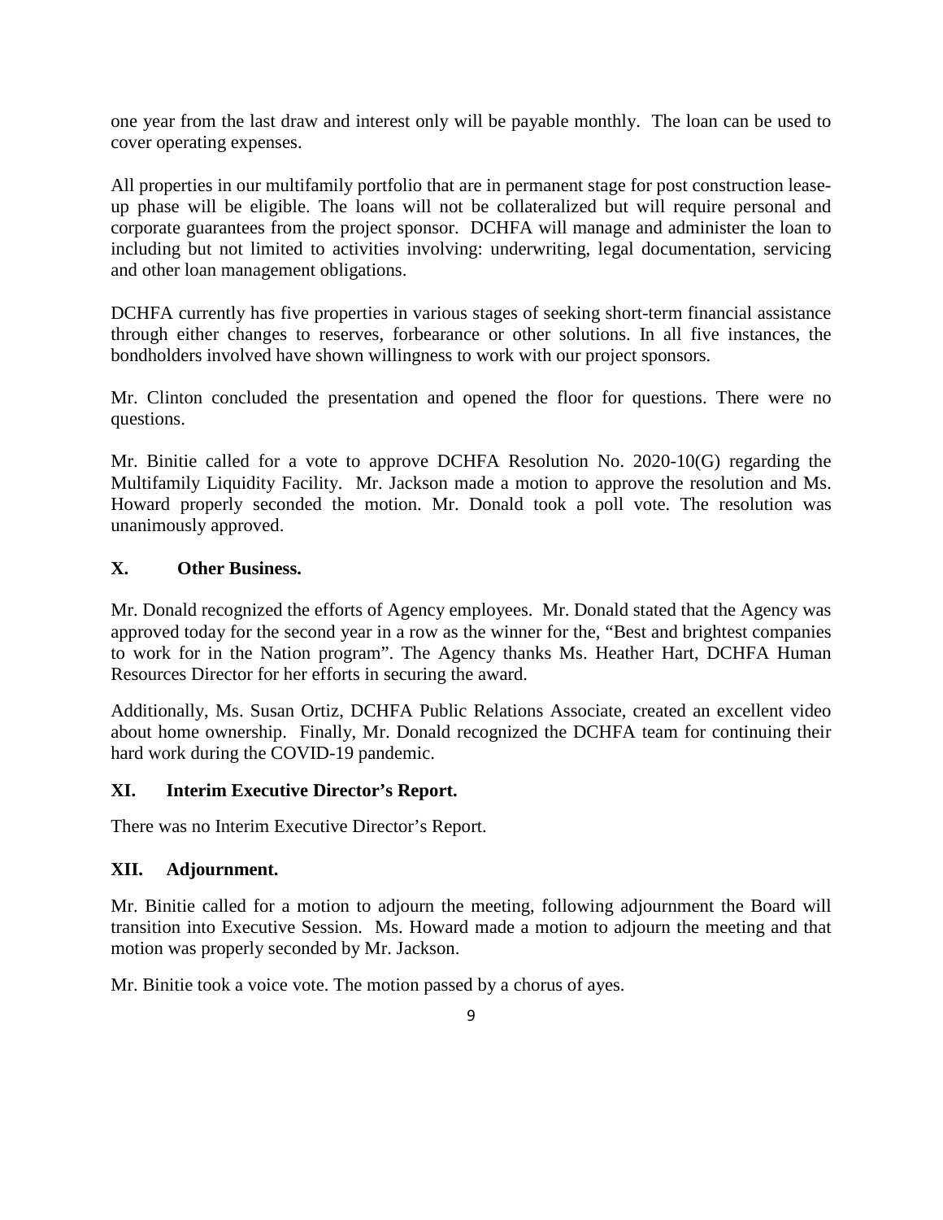one year from the last draw and interest only will be payable monthly. The loan can be used to cover operating expenses.

All properties in our multifamily portfolio that are in permanent stage for post construction lease-up phase will be eligible. The loans will not be collateralized but will require personal and corporate guarantees from the project sponsor. DCHFA will manage and administer the loan to including but not limited to activities involving: underwriting, legal documentation, servicing and other loan management obligations.

DCHFA currently has five properties in various stages of seeking short-term financial assistance through either changes to reserves, forbearance or other solutions. In all five instances, the bondholders involved have shown willingness to work with our project sponsors.

Mr. Clinton concluded the presentation and opened the floor for questions. There were no questions.

Mr. Binitie called for a vote to approve DCHFA Resolution No. 2020-10(G) regarding the Multifamily Liquidity Facility. Mr. Jackson made a motion to approve the resolution and Ms. Howard properly seconded the motion. Mr. Donald took a poll vote. The resolution was unanimously approved.

## X. Other Business.

Mr. Donald recognized the efforts of Agency employees. Mr. Donald stated that the Agency was approved today for the second year in a row as the winner for the, "Best and brightest companies to work for in the Nation program". The Agency thanks Ms. Heather Hart, DCHFA Human Resources Director for her efforts in securing the award.

Additionally, Ms. Susan Ortiz, DCHFA Public Relations Associate, created an excellent video about home ownership. Finally, Mr. Donald recognized the DCHFA team for continuing their hard work during the COVID-19 pandemic.

## XI. Interim Executive Director's Report.

There was no Interim Executive Director's Report.

## XII. Adjournment.

Mr. Binitie called for a motion to adjourn the meeting, following adjournment the Board will transition into Executive Session. Ms. Howard made a motion to adjourn the meeting and that motion was properly seconded by Mr. Jackson.

Mr. Binitie took a voice vote. The motion passed by a chorus of ayes.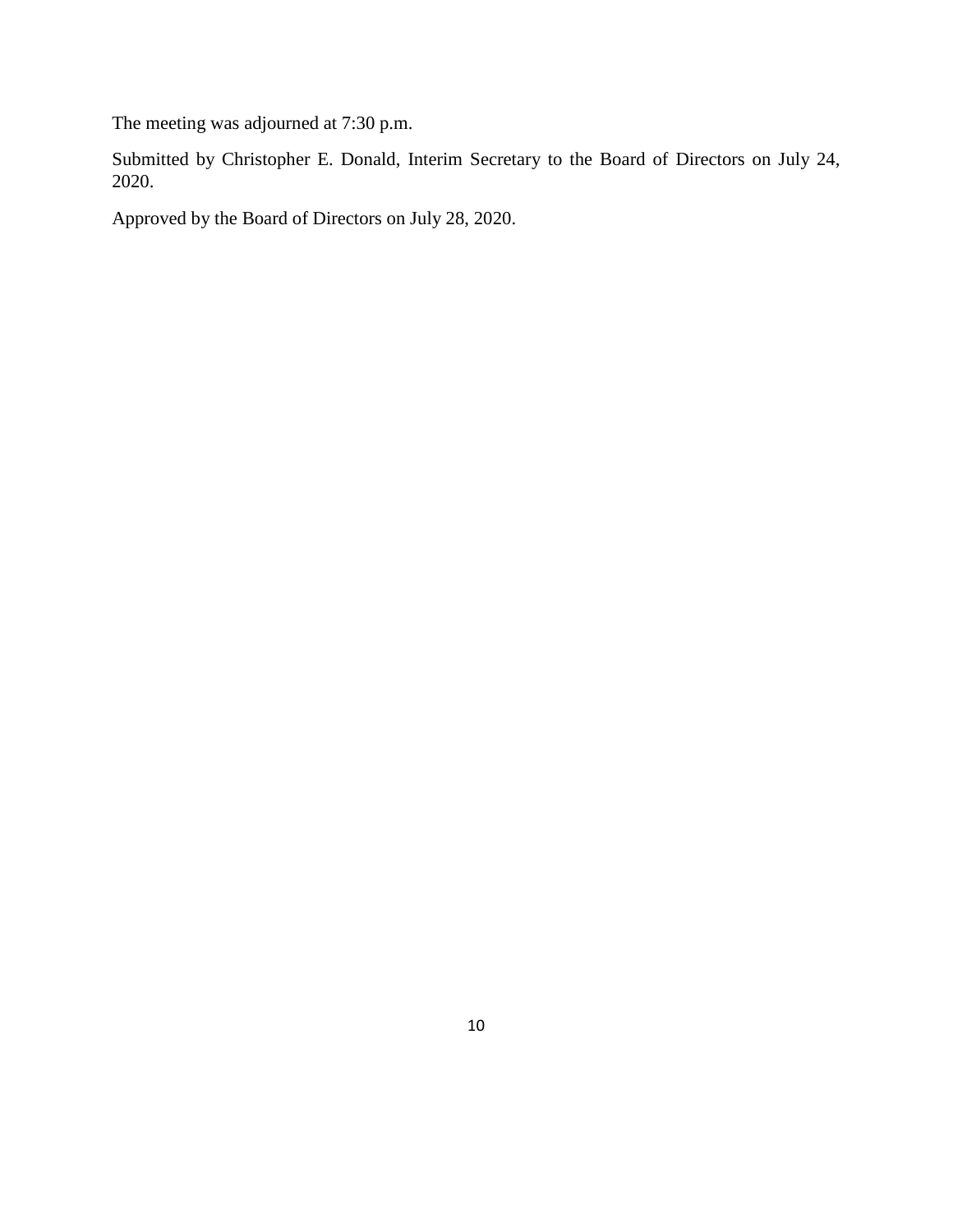The meeting was adjourned at 7:30 p.m.

Submitted by Christopher E. Donald, Interim Secretary to the Board of Directors on July 24, 2020.

Approved by the Board of Directors on July 28, 2020.